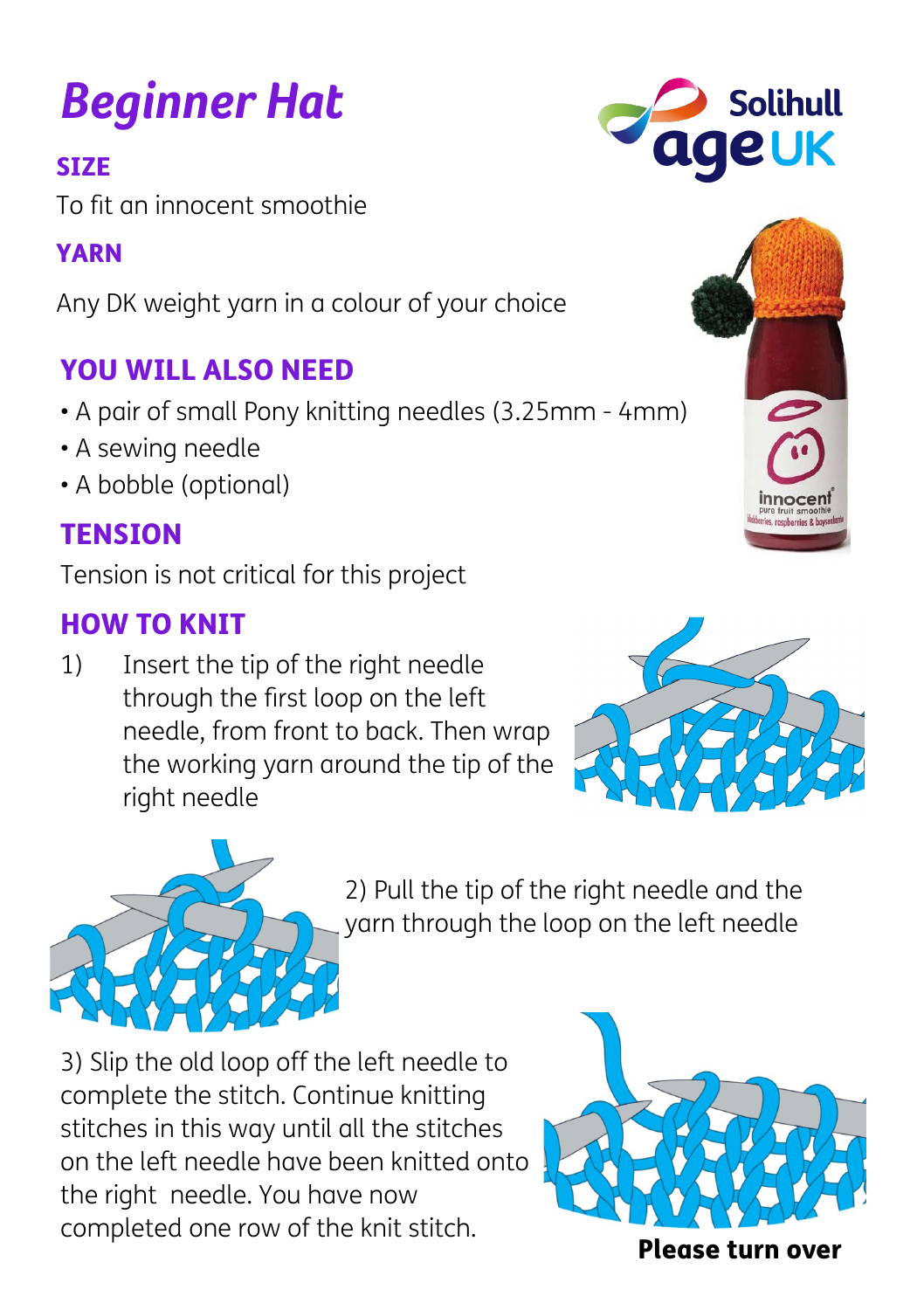# Beginner Hat

## SIZE

To fit an innocent smoothie

## YARN

Any DK weight yarn in a colour of your choice

## YOU WILL ALSO NEED

- A pair of small Pony knitting needles (3.25mm - 4mm)
- A sewing needle
- A bobble (optional)

## TENSION

Tension is not critical for this project

## HOW TO KNIT

1) Insert the tip of the right needle through the first loop on the left needle, from front to back. Then wrap the working yarn around the tip of the right needle

2) Pull the tip of the right needle and the yarn through the loop on the left needle

3) Slip the old loop off the left needle to complete the stitch. Continue knitting stitches in this way until all the stitches on the left needle have been knitted onto the right needle. You have now completed one row of the knit stitch.

**Please turn over**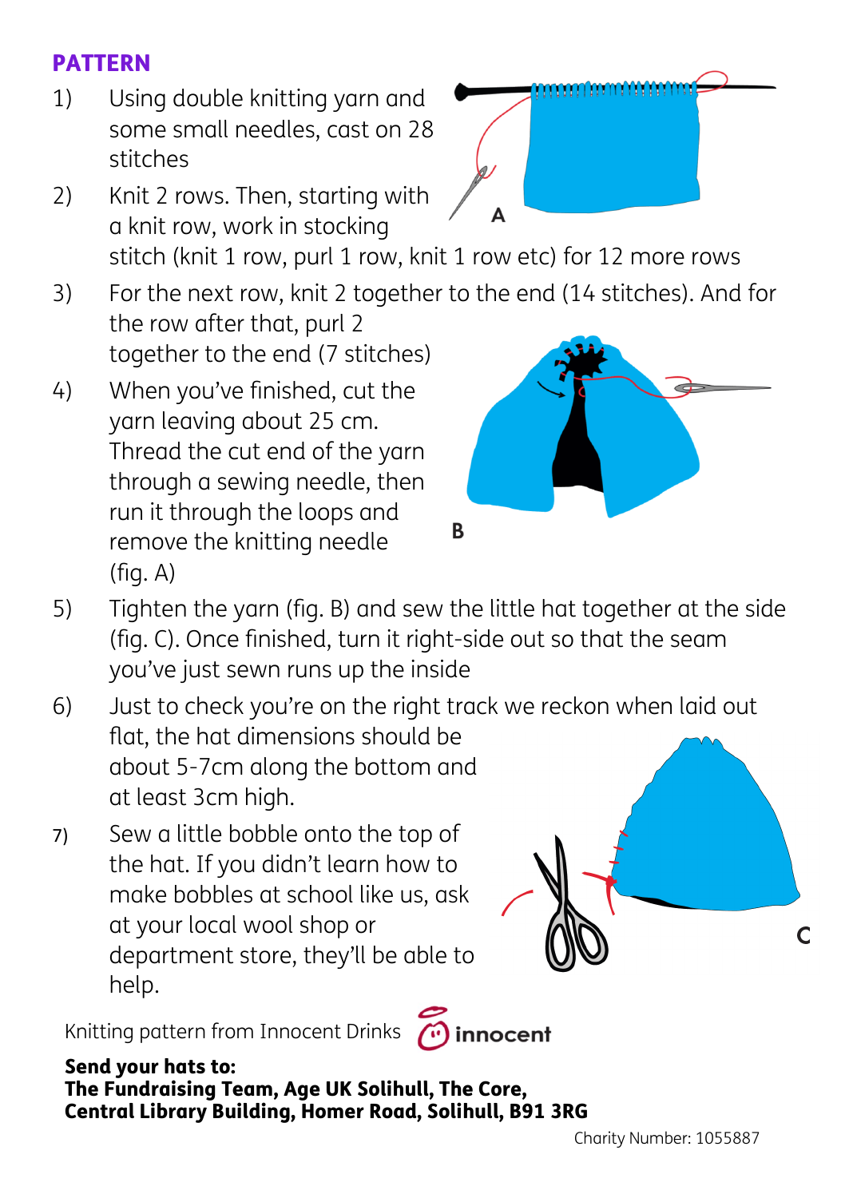## PATTERN

1) Using double knitting yarn and some small needles, cast on 28 stitches
2) Knit 2 rows. Then, starting with a knit row, work in stocking stitch (knit 1 row, purl 1 row, knit 1 row etc) for 12 more rows
3) For the next row, knit 2 together to the end (14 stitches). And for the row after that, purl 2 together to the end (7 stitches)
4) When you've finished, cut the yarn leaving about 25 cm. Thread the cut end of the yarn through a sewing needle, then run it through the loops and remove the knitting needle (fig. A)
5) Tighten the yarn (fig. B) and sew the little hat together at the side (fig. C). Once finished, turn it right-side out so that the seam you've just sewn runs up the inside
6) Just to check you're on the right track we reckon when laid out flat, the hat dimensions should be about 5-7cm along the bottom and at least 3cm high.
7) Sew a little bobble onto the top of the hat. If you didn't learn how to make bobbles at school like us, ask at your local wool shop or department store, they'll be able to help.

A

B

C

Knitting pattern from Innocent Drinks

innocent

**Send your hats to:**
**The Fundraising Team, Age UK Solihull, The Core,**
**Central Library Building, Homer Road, Solihull, B91 3RG**

Charity Number: 1055887